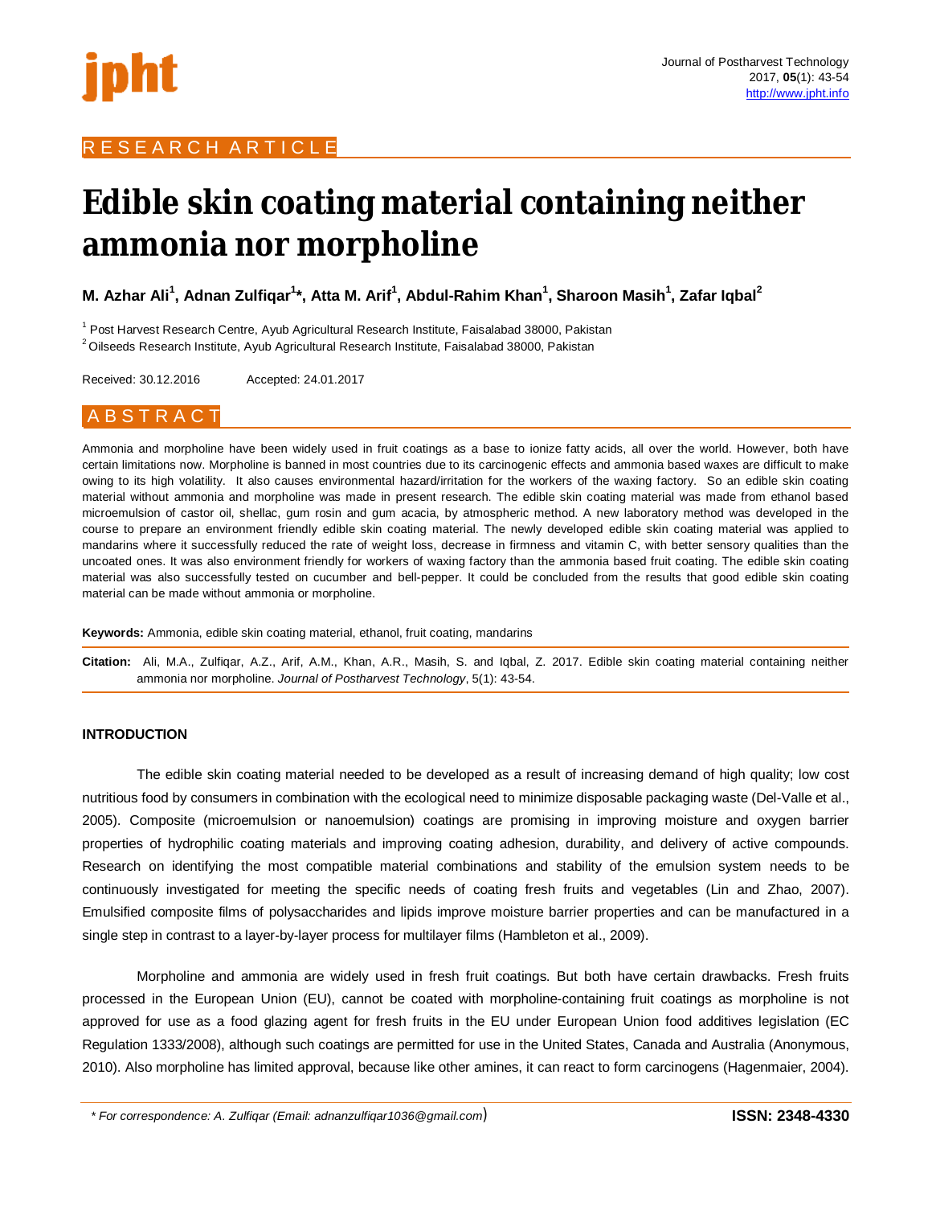RESEARCH ARTICLE

# Edible skin coating material containing neither ammonia nor morpholine

**M. Azhar Ali[1], Adnan Zulfiqar[1]*, Atta M. Arif[1], Abdul-Rahim Khan[1], Sharoon Masih[1], Zafar Iqbal[2]**

[1] Post Harvest Research Centre, Ayub Agricultural Research Institute, Faisalabad 38000, Pakistan
[2] Oilseeds Research Institute, Ayub Agricultural Research Institute, Faisalabad 38000, Pakistan

Received: 30.12.2016 Accepted: 24.01.2017

## ABSTRACT

Ammonia and morpholine have been widely used in fruit coatings as a base to ionize fatty acids, all over the world. However, both have certain limitations now. Morpholine is banned in most countries due to its carcinogenic effects and ammonia based waxes are difficult to make owing to its high volatility. It also causes environmental hazard/irritation for the workers of the waxing factory. So an edible skin coating material without ammonia and morpholine was made in present research. The edible skin coating material was made from ethanol based microemulsion of castor oil, shellac, gum rosin and gum acacia, by atmospheric method. A new laboratory method was developed in the course to prepare an environment friendly edible skin coating material. The newly developed edible skin coating material was applied to mandarins where it successfully reduced the rate of weight loss, decrease in firmness and vitamin C, with better sensory qualities than the uncoated ones. It was also environment friendly for workers of waxing factory than the ammonia based fruit coating. The edible skin coating material was also successfully tested on cucumber and bell-pepper. It could be concluded from the results that good edible skin coating material can be made without ammonia or morpholine.

**Keywords:** Ammonia, edible skin coating material, ethanol, fruit coating, mandarins

**Citation:** Ali, M.A., Zulfiqar, A.Z., Arif, A.M., Khan, A.R., Masih, S. and Iqbal, Z. 2017. Edible skin coating material containing neither ammonia nor morpholine. *Journal of Postharvest Technology*, 5(1): 43-54.

## INTRODUCTION

The edible skin coating material needed to be developed as a result of increasing demand of high quality; low cost nutritious food by consumers in combination with the ecological need to minimize disposable packaging waste (Del-Valle et al., 2005). Composite (microemulsion or nanoemulsion) coatings are promising in improving moisture and oxygen barrier properties of hydrophilic coating materials and improving coating adhesion, durability, and delivery of active compounds. Research on identifying the most compatible material combinations and stability of the emulsion system needs to be continuously investigated for meeting the specific needs of coating fresh fruits and vegetables (Lin and Zhao, 2007). Emulsified composite films of polysaccharides and lipids improve moisture barrier properties and can be manufactured in a single step in contrast to a layer-by-layer process for multilayer films (Hambleton et al., 2009).

Morpholine and ammonia are widely used in fresh fruit coatings. But both have certain drawbacks. Fresh fruits processed in the European Union (EU), cannot be coated with morpholine-containing fruit coatings as morpholine is not approved for use as a food glazing agent for fresh fruits in the EU under European Union food additives legislation (EC Regulation 1333/2008), although such coatings are permitted for use in the United States, Canada and Australia (Anonymous, 2010). Also morpholine has limited approval, because like other amines, it can react to form carcinogens (Hagenmaier, 2004).

* For correspondence: A. Zulfiqar (Email: adnanzulfiqar1036@gmail.com)

ISSN: 2348-4330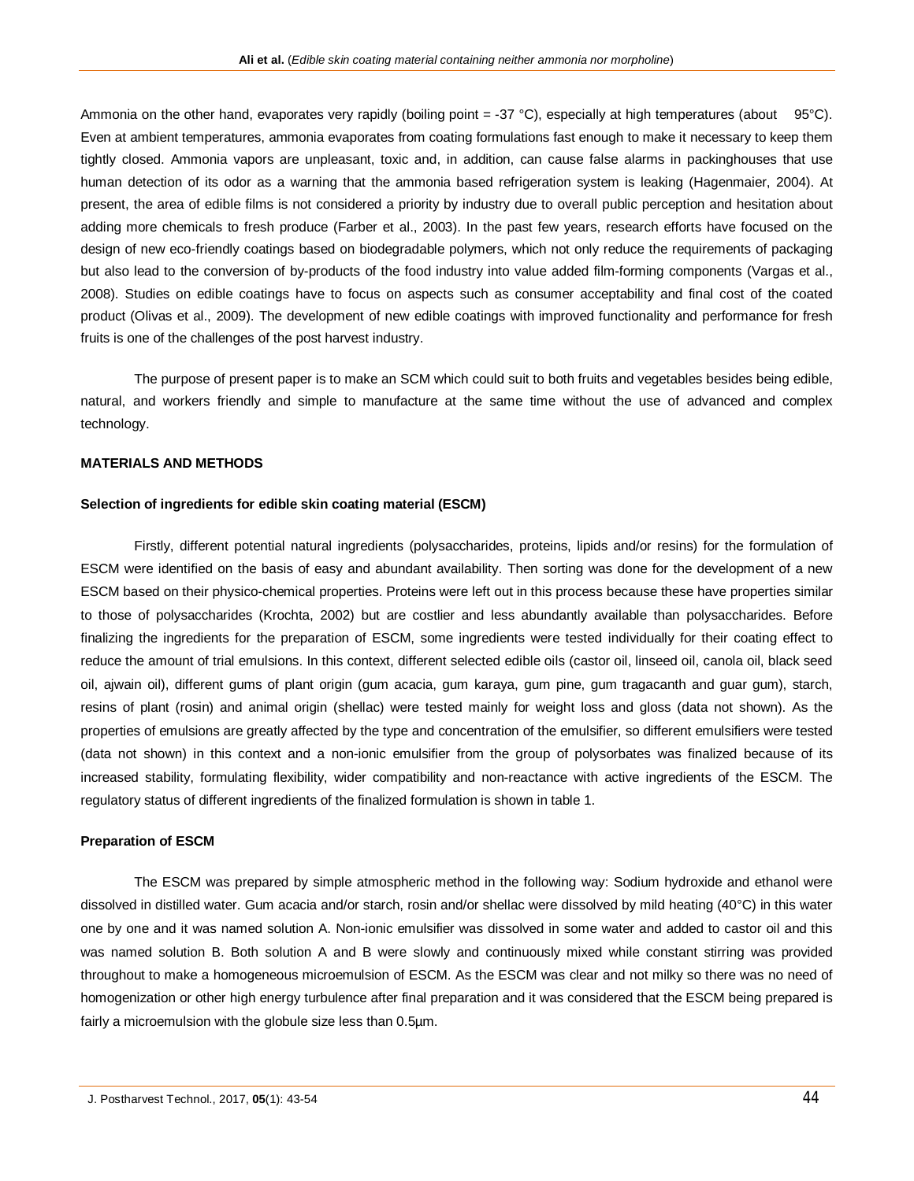Ammonia on the other hand, evaporates very rapidly (boiling point = -37 °C), especially at high temperatures (about 95°C). Even at ambient temperatures, ammonia evaporates from coating formulations fast enough to make it necessary to keep them tightly closed. Ammonia vapors are unpleasant, toxic and, in addition, can cause false alarms in packinghouses that use human detection of its odor as a warning that the ammonia based refrigeration system is leaking (Hagenmaier, 2004). At present, the area of edible films is not considered a priority by industry due to overall public perception and hesitation about adding more chemicals to fresh produce (Farber et al., 2003). In the past few years, research efforts have focused on the design of new eco-friendly coatings based on biodegradable polymers, which not only reduce the requirements of packaging but also lead to the conversion of by-products of the food industry into value added film-forming components (Vargas et al., 2008). Studies on edible coatings have to focus on aspects such as consumer acceptability and final cost of the coated product (Olivas et al., 2009). The development of new edible coatings with improved functionality and performance for fresh fruits is one of the challenges of the post harvest industry.

The purpose of present paper is to make an SCM which could suit to both fruits and vegetables besides being edible, natural, and workers friendly and simple to manufacture at the same time without the use of advanced and complex technology.

## MATERIALS AND METHODS

### Selection of ingredients for edible skin coating material (ESCM)

Firstly, different potential natural ingredients (polysaccharides, proteins, lipids and/or resins) for the formulation of ESCM were identified on the basis of easy and abundant availability. Then sorting was done for the development of a new ESCM based on their physico-chemical properties. Proteins were left out in this process because these have properties similar to those of polysaccharides (Krochta, 2002) but are costlier and less abundantly available than polysaccharides. Before finalizing the ingredients for the preparation of ESCM, some ingredients were tested individually for their coating effect to reduce the amount of trial emulsions. In this context, different selected edible oils (castor oil, linseed oil, canola oil, black seed oil, ajwain oil), different gums of plant origin (gum acacia, gum karaya, gum pine, gum tragacanth and guar gum), starch, resins of plant (rosin) and animal origin (shellac) were tested mainly for weight loss and gloss (data not shown). As the properties of emulsions are greatly affected by the type and concentration of the emulsifier, so different emulsifiers were tested (data not shown) in this context and a non-ionic emulsifier from the group of polysorbates was finalized because of its increased stability, formulating flexibility, wider compatibility and non-reactance with active ingredients of the ESCM. The regulatory status of different ingredients of the finalized formulation is shown in table 1.

### Preparation of ESCM

The ESCM was prepared by simple atmospheric method in the following way: Sodium hydroxide and ethanol were dissolved in distilled water. Gum acacia and/or starch, rosin and/or shellac were dissolved by mild heating (40°C) in this water one by one and it was named solution A. Non-ionic emulsifier was dissolved in some water and added to castor oil and this was named solution B. Both solution A and B were slowly and continuously mixed while constant stirring was provided throughout to make a homogeneous microemulsion of ESCM. As the ESCM was clear and not milky so there was no need of homogenization or other high energy turbulence after final preparation and it was considered that the ESCM being prepared is fairly a microemulsion with the globule size less than 0.5µm.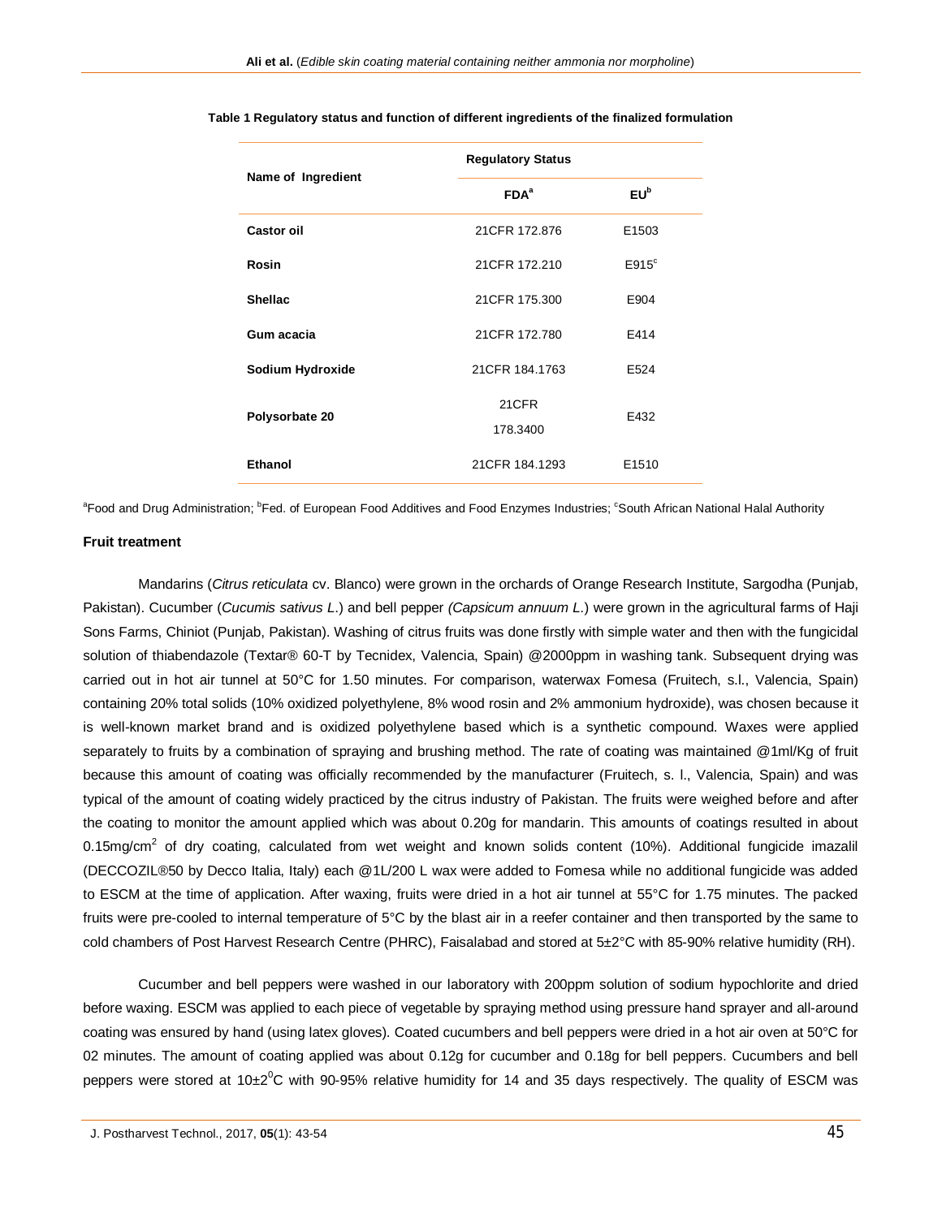**Table 1 Regulatory status and function of different ingredients of the finalized formulation**

| Name of Ingredient | Regulatory Status | |
|---|---|---|
| | FDA[a] | EU[b] |
| **Castor oil** | 21CFR 172.876 | E1503 |
| **Rosin** | 21CFR 172.210 | E915[c] |
| **Shellac** | 21CFR 175.300 | E904 |
| **Gum acacia** | 21CFR 172.780 | E414 |
| **Sodium Hydroxide** | 21CFR 184.1763 | E524 |
| **Polysorbate 20** | 21CFR 178.3400 | E432 |
| **Ethanol** | 21CFR 184.1293 | E1510 |

[a]Food and Drug Administration; [b]Fed. of European Food Additives and Food Enzymes Industries; [c]South African National Halal Authority

**Fruit treatment**

Mandarins (*Citrus reticulata* cv. Blanco) were grown in the orchards of Orange Research Institute, Sargodha (Punjab, Pakistan). Cucumber (*Cucumis sativus L.*) and bell pepper *(Capsicum annuum L.*) were grown in the agricultural farms of Haji Sons Farms, Chiniot (Punjab, Pakistan). Washing of citrus fruits was done firstly with simple water and then with the fungicidal solution of thiabendazole (Textar® 60-T by Tecnidex, Valencia, Spain) @2000ppm in washing tank. Subsequent drying was carried out in hot air tunnel at 50°C for 1.50 minutes. For comparison, waterwax Fomesa (Fruitech, s.l., Valencia, Spain) containing 20% total solids (10% oxidized polyethylene, 8% wood rosin and 2% ammonium hydroxide), was chosen because it is well-known market brand and is oxidized polyethylene based which is a synthetic compound. Waxes were applied separately to fruits by a combination of spraying and brushing method. The rate of coating was maintained @1ml/Kg of fruit because this amount of coating was officially recommended by the manufacturer (Fruitech, s. l., Valencia, Spain) and was typical of the amount of coating widely practiced by the citrus industry of Pakistan. The fruits were weighed before and after the coating to monitor the amount applied which was about 0.20g for mandarin. This amounts of coatings resulted in about 0.15mg/cm$^2$ of dry coating, calculated from wet weight and known solids content (10%). Additional fungicide imazalil (DECCOZIL®50 by Decco Italia, Italy) each @1L/200 L wax were added to Fomesa while no additional fungicide was added to ESCM at the time of application. After waxing, fruits were dried in a hot air tunnel at 55°C for 1.75 minutes. The packed fruits were pre-cooled to internal temperature of 5°C by the blast air in a reefer container and then transported by the same to cold chambers of Post Harvest Research Centre (PHRC), Faisalabad and stored at 5±2°C with 85-90% relative humidity (RH).

Cucumber and bell peppers were washed in our laboratory with 200ppm solution of sodium hypochlorite and dried before waxing. ESCM was applied to each piece of vegetable by spraying method using pressure hand sprayer and all-around coating was ensured by hand (using latex gloves). Coated cucumbers and bell peppers were dried in a hot air oven at 50°C for 02 minutes. The amount of coating applied was about 0.12g for cucumber and 0.18g for bell peppers. Cucumbers and bell peppers were stored at 10±2$^0$C with 90-95% relative humidity for 14 and 35 days respectively. The quality of ESCM was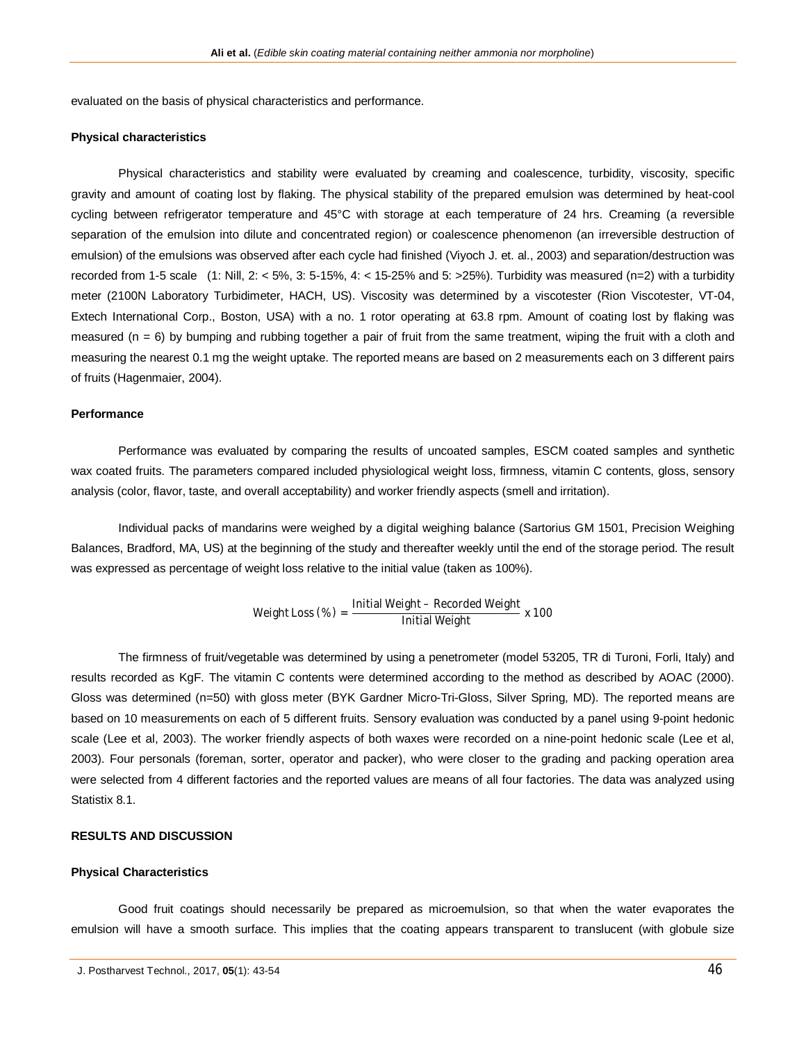evaluated on the basis of physical characteristics and performance.

### Physical characteristics

Physical characteristics and stability were evaluated by creaming and coalescence, turbidity, viscosity, specific gravity and amount of coating lost by flaking. The physical stability of the prepared emulsion was determined by heat-cool cycling between refrigerator temperature and 45°C with storage at each temperature of 24 hrs. Creaming (a reversible separation of the emulsion into dilute and concentrated region) or coalescence phenomenon (an irreversible destruction of emulsion) of the emulsions was observed after each cycle had finished (Viyoch J. et. al., 2003) and separation/destruction was recorded from 1-5 scale (1: Nill, 2: < 5%, 3: 5-15%, 4: < 15-25% and 5: >25%). Turbidity was measured (n=2) with a turbidity meter (2100N Laboratory Turbidimeter, HACH, US). Viscosity was determined by a viscotester (Rion Viscotester, VT-04, Extech International Corp., Boston, USA) with a no. 1 rotor operating at 63.8 rpm. Amount of coating lost by flaking was measured (n = 6) by bumping and rubbing together a pair of fruit from the same treatment, wiping the fruit with a cloth and measuring the nearest 0.1 mg the weight uptake. The reported means are based on 2 measurements each on 3 different pairs of fruits (Hagenmaier, 2004).

### Performance

Performance was evaluated by comparing the results of uncoated samples, ESCM coated samples and synthetic wax coated fruits. The parameters compared included physiological weight loss, firmness, vitamin C contents, gloss, sensory analysis (color, flavor, taste, and overall acceptability) and worker friendly aspects (smell and irritation).

Individual packs of mandarins were weighed by a digital weighing balance (Sartorius GM 1501, Precision Weighing Balances, Bradford, MA, US) at the beginning of the study and thereafter weekly until the end of the storage period. The result was expressed as percentage of weight loss relative to the initial value (taken as 100%).

$$\text{Weight Loss (\%)} = \frac{\text{Initial Weight} - \text{Recorded Weight}}{\text{Initial Weight}} \times 100$$

The firmness of fruit/vegetable was determined by using a penetrometer (model 53205, TR di Turoni, Forli, Italy) and results recorded as KgF. The vitamin C contents were determined according to the method as described by AOAC (2000). Gloss was determined (n=50) with gloss meter (BYK Gardner Micro-Tri-Gloss, Silver Spring, MD). The reported means are based on 10 measurements on each of 5 different fruits. Sensory evaluation was conducted by a panel using 9-point hedonic scale (Lee et al, 2003). The worker friendly aspects of both waxes were recorded on a nine-point hedonic scale (Lee et al, 2003). Four personals (foreman, sorter, operator and packer), who were closer to the grading and packing operation area were selected from 4 different factories and the reported values are means of all four factories. The data was analyzed using Statistix 8.1.

## RESULTS AND DISCUSSION

### Physical Characteristics

Good fruit coatings should necessarily be prepared as microemulsion, so that when the water evaporates the emulsion will have a smooth surface. This implies that the coating appears transparent to translucent (with globule size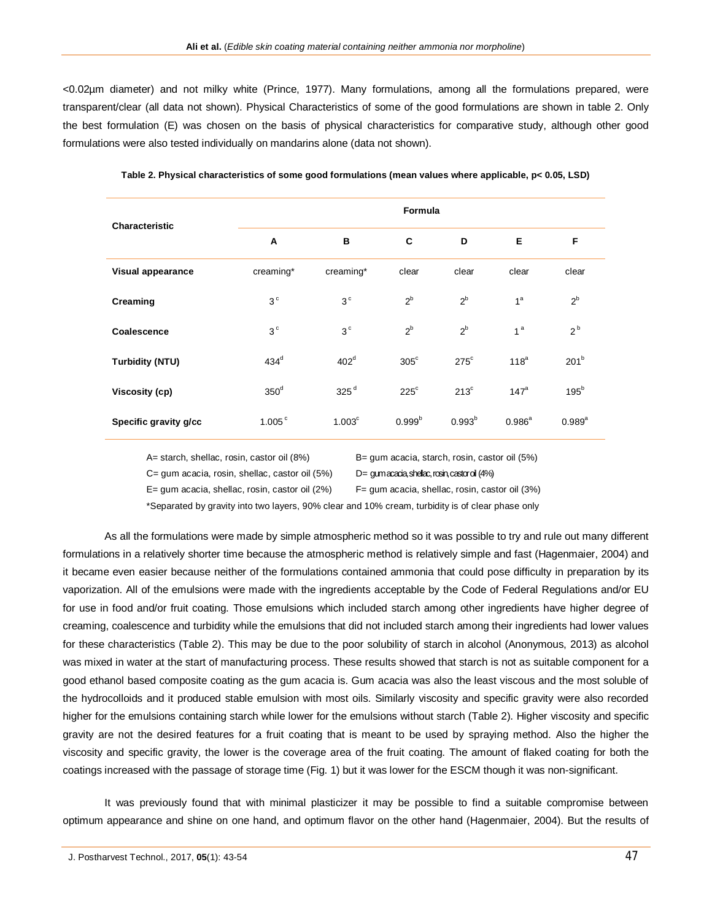<0.02µm diameter) and not milky white (Prince, 1977). Many formulations, among all the formulations prepared, were transparent/clear (all data not shown). Physical Characteristics of some of the good formulations are shown in table 2. Only the best formulation (E) was chosen on the basis of physical characteristics for comparative study, although other good formulations were also tested individually on mandarins alone (data not shown).

**Table 2. Physical characteristics of some good formulations (mean values where applicable, p< 0.05, LSD)**

| Characteristic | Formula | | | | | |
|---|---|---|---|---|---|---|
| | A | B | C | D | E | F |
| **Visual appearance** | creaming* | creaming* | clear | clear | clear | clear |
| **Creaming** | $3^{c}$ | $3^{c}$ | $2^{b}$ | $2^{b}$ | $1^{a}$ | $2^{b}$ |
| **Coalescence** | $3^{c}$ | $3^{c}$ | $2^{b}$ | $2^{b}$ | $1^{a}$ | $2^{b}$ |
| **Turbidity (NTU)** | $434^{d}$ | $402^{d}$ | $305^{c}$ | $275^{c}$ | $118^{a}$ | $201^{b}$ |
| **Viscosity (cp)** | $350^{d}$ | $325^{d}$ | $225^{c}$ | $213^{c}$ | $147^{a}$ | $195^{b}$ |
| **Specific gravity g/cc** | $1.005^{c}$ | $1.003^{c}$ | $0.999^{b}$ | $0.993^{b}$ | $0.986^{a}$ | $0.989^{a}$ |

A= starch, shellac, rosin, castor oil (8%)
B= gum acacia, starch, rosin, castor oil (5%)
C= gum acacia, rosin, shellac, castor oil (5%)
D= gum acacia, shellac, rosin, castor oil (4%)
E= gum acacia, shellac, rosin, castor oil (2%)
F= gum acacia, shellac, rosin, castor oil (3%)

*Separated by gravity into two layers, 90% clear and 10% cream, turbidity is of clear phase only

As all the formulations were made by simple atmospheric method so it was possible to try and rule out many different formulations in a relatively shorter time because the atmospheric method is relatively simple and fast (Hagenmaier, 2004) and it became even easier because neither of the formulations contained ammonia that could pose difficulty in preparation by its vaporization. All of the emulsions were made with the ingredients acceptable by the Code of Federal Regulations and/or EU for use in food and/or fruit coating. Those emulsions which included starch among other ingredients have higher degree of creaming, coalescence and turbidity while the emulsions that did not included starch among their ingredients had lower values for these characteristics (Table 2). This may be due to the poor solubility of starch in alcohol (Anonymous, 2013) as alcohol was mixed in water at the start of manufacturing process. These results showed that starch is not as suitable component for a good ethanol based composite coating as the gum acacia is. Gum acacia was also the least viscous and the most soluble of the hydrocolloids and it produced stable emulsion with most oils. Similarly viscosity and specific gravity were also recorded higher for the emulsions containing starch while lower for the emulsions without starch (Table 2). Higher viscosity and specific gravity are not the desired features for a fruit coating that is meant to be used by spraying method. Also the higher the viscosity and specific gravity, the lower is the coverage area of the fruit coating. The amount of flaked coating for both the coatings increased with the passage of storage time (Fig. 1) but it was lower for the ESCM though it was non-significant.

It was previously found that with minimal plasticizer it may be possible to find a suitable compromise between optimum appearance and shine on one hand, and optimum flavor on the other hand (Hagenmaier, 2004). But the results of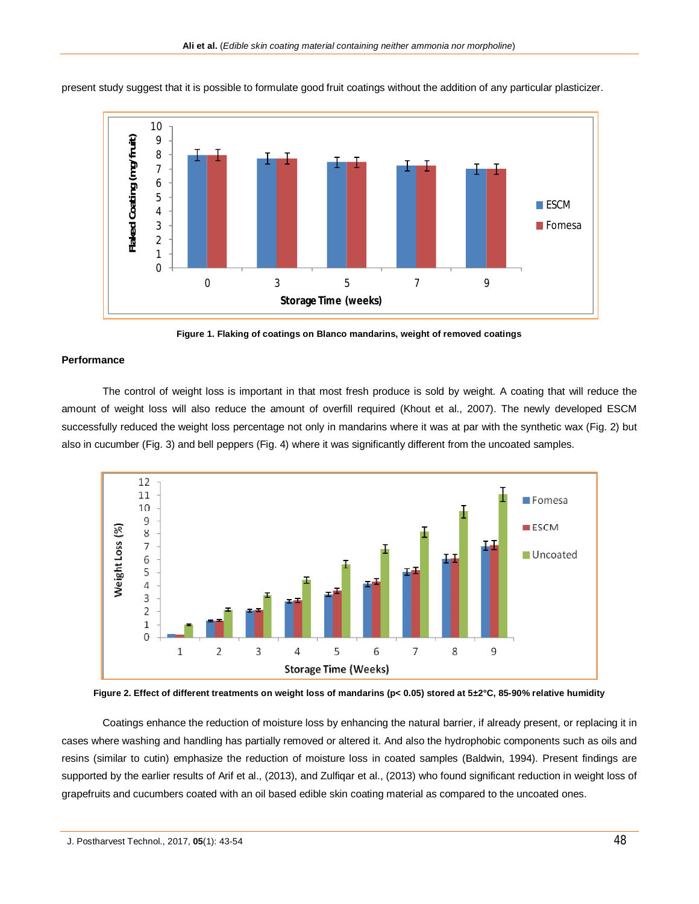present study suggest that it is possible to formulate good fruit coatings without the addition of any particular plasticizer.

Figure 1. Flaking of coatings on Blanco mandarins, weight of removed coatings

### Performance

The control of weight loss is important in that most fresh produce is sold by weight. A coating that will reduce the amount of weight loss will also reduce the amount of overfill required (Khout et al., 2007). The newly developed ESCM successfully reduced the weight loss percentage not only in mandarins where it was at par with the synthetic wax (Fig. 2) but also in cucumber (Fig. 3) and bell peppers (Fig. 4) where it was significantly different from the uncoated samples.

Figure 2. Effect of different treatments on weight loss of mandarins ($p < 0.05$) stored at 5±2°C, 85-90% relative humidity

Coatings enhance the reduction of moisture loss by enhancing the natural barrier, if already present, or replacing it in cases where washing and handling has partially removed or altered it. And also the hydrophobic components such as oils and resins (similar to cutin) emphasize the reduction of moisture loss in coated samples (Baldwin, 1994). Present findings are supported by the earlier results of Arif et al., (2013), and Zulfiqar et al., (2013) who found significant reduction in weight loss of grapefruits and cucumbers coated with an oil based edible skin coating material as compared to the uncoated ones.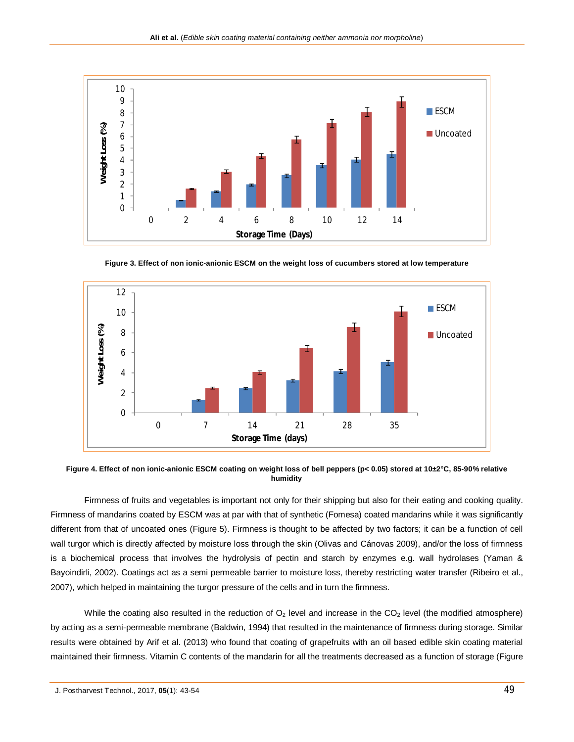Figure 3. Effect of non ionic-anionic ESCM on the weight loss of cucumbers stored at low temperature

Figure 4. Effect of non ionic-anionic ESCM coating on weight loss of bell peppers ($p < 0.05$) stored at 10±2°C, 85-90% relative humidity

Firmness of fruits and vegetables is important not only for their shipping but also for their eating and cooking quality. Firmness of mandarins coated by ESCM was at par with that of synthetic (Fomesa) coated mandarins while it was significantly different from that of uncoated ones (Figure 5). Firmness is thought to be affected by two factors; it can be a function of cell wall turgor which is directly affected by moisture loss through the skin (Olivas and Cánovas 2009), and/or the loss of firmness is a biochemical process that involves the hydrolysis of pectin and starch by enzymes e.g. wall hydrolases (Yaman & Bayoindirli, 2002). Coatings act as a semi permeable barrier to moisture loss, thereby restricting water transfer (Ribeiro et al., 2007), which helped in maintaining the turgor pressure of the cells and in turn the firmness.

While the coating also resulted in the reduction of $O_2$ level and increase in the $CO_2$ level (the modified atmosphere) by acting as a semi-permeable membrane (Baldwin, 1994) that resulted in the maintenance of firmness during storage. Similar results were obtained by Arif et al. (2013) who found that coating of grapefruits with an oil based edible skin coating material maintained their firmness. Vitamin C contents of the mandarin for all the treatments decreased as a function of storage (Figure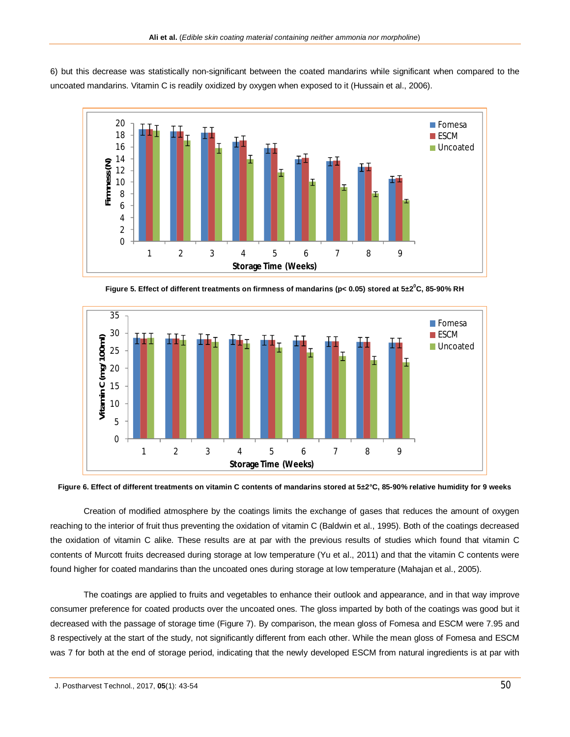6) but this decrease was statistically non-significant between the coated mandarins while significant when compared to the uncoated mandarins. Vitamin C is readily oxidized by oxygen when exposed to it (Hussain et al., 2006).

**Figure 5. Effect of different treatments on firmness of mandarins ($p < 0.05$) stored at 5±2$^{0}$C, 85-90% RH**

**Figure 6. Effect of different treatments on vitamin C contents of mandarins stored at 5±2°C, 85-90% relative humidity for 9 weeks**

Creation of modified atmosphere by the coatings limits the exchange of gases that reduces the amount of oxygen reaching to the interior of fruit thus preventing the oxidation of vitamin C (Baldwin et al., 1995). Both of the coatings decreased the oxidation of vitamin C alike. These results are at par with the previous results of studies which found that vitamin C contents of Murcott fruits decreased during storage at low temperature (Yu et al., 2011) and that the vitamin C contents were found higher for coated mandarins than the uncoated ones during storage at low temperature (Mahajan et al., 2005).

The coatings are applied to fruits and vegetables to enhance their outlook and appearance, and in that way improve consumer preference for coated products over the uncoated ones. The gloss imparted by both of the coatings was good but it decreased with the passage of storage time (Figure 7). By comparison, the mean gloss of Fomesa and ESCM were 7.95 and 8 respectively at the start of the study, not significantly different from each other. While the mean gloss of Fomesa and ESCM was 7 for both at the end of storage period, indicating that the newly developed ESCM from natural ingredients is at par with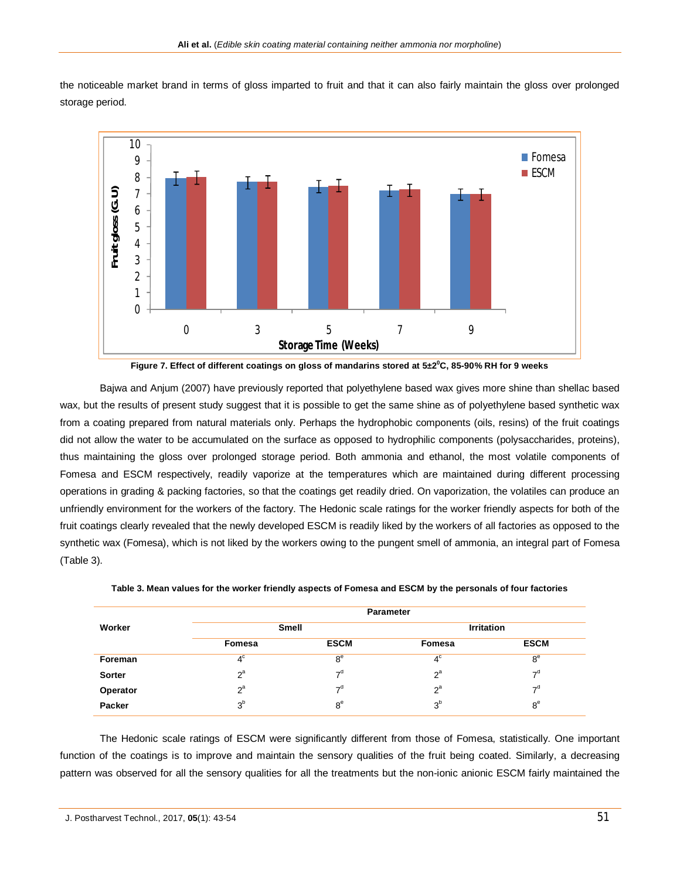the noticeable market brand in terms of gloss imparted to fruit and that it can also fairly maintain the gloss over prolonged storage period.

**Figure 7. Effect of different coatings on gloss of mandarins stored at 5±2$^0$C, 85-90% RH for 9 weeks**

Bajwa and Anjum (2007) have previously reported that polyethylene based wax gives more shine than shellac based wax, but the results of present study suggest that it is possible to get the same shine as of polyethylene based synthetic wax from a coating prepared from natural materials only. Perhaps the hydrophobic components (oils, resins) of the fruit coatings did not allow the water to be accumulated on the surface as opposed to hydrophilic components (polysaccharides, proteins), thus maintaining the gloss over prolonged storage period. Both ammonia and ethanol, the most volatile components of Fomesa and ESCM respectively, readily vaporize at the temperatures which are maintained during different processing operations in grading & packing factories, so that the coatings get readily dried. On vaporization, the volatiles can produce an unfriendly environment for the workers of the factory. The Hedonic scale ratings for the worker friendly aspects for both of the fruit coatings clearly revealed that the newly developed ESCM is readily liked by the workers of all factories as opposed to the synthetic wax (Fomesa), which is not liked by the workers owing to the pungent smell of ammonia, an integral part of Fomesa (Table 3).

**Table 3. Mean values for the worker friendly aspects of Fomesa and ESCM by the personals of four factories**

| Worker | Parameter | | | |
|---|---|---|---|---|
| | Smell | | Irritation | |
| | Fomesa | ESCM | Fomesa | ESCM |
| **Foreman** | $4^c$ | $8^e$ | $4^c$ | $8^e$ |
| **Sorter** | $2^a$ | $7^d$ | $2^a$ | $7^d$ |
| **Operator** | $2^a$ | $7^d$ | $2^a$ | $7^d$ |
| **Packer** | $3^b$ | $8^e$ | $3^b$ | $8^e$ |

The Hedonic scale ratings of ESCM were significantly different from those of Fomesa, statistically. One important function of the coatings is to improve and maintain the sensory qualities of the fruit being coated. Similarly, a decreasing pattern was observed for all the sensory qualities for all the treatments but the non-ionic anionic ESCM fairly maintained the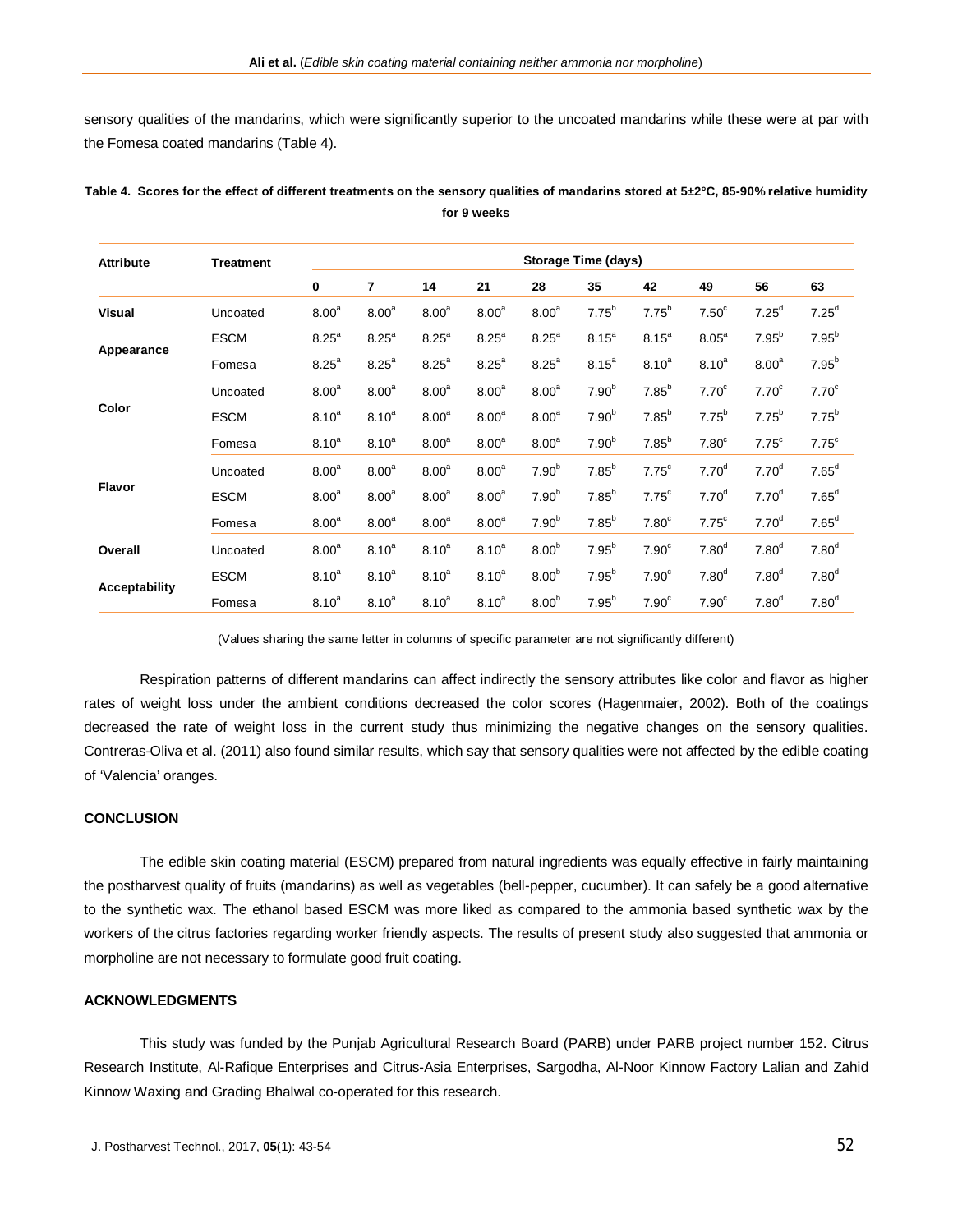sensory qualities of the mandarins, which were significantly superior to the uncoated mandarins while these were at par with the Fomesa coated mandarins (Table 4).

**Table 4. Scores for the effect of different treatments on the sensory qualities of mandarins stored at 5±2°C, 85-90% relative humidity for 9 weeks**

| Attribute | Treatment | Storage Time (days) | | | | | | | | | |
|---|---|---|---|---|---|---|---|---|---|---|---|
| | | 0 | 7 | 14 | 21 | 28 | 35 | 42 | 49 | 56 | 63 |
| Visual Appearance | Uncoated | 8.00[a] | 8.00[a] | 8.00[a] | 8.00[a] | 8.00[a] | 7.75[b] | 7.75[b] | 7.50[c] | 7.25[d] | 7.25[d] |
| | ESCM | 8.25[a] | 8.25[a] | 8.25[a] | 8.25[a] | 8.25[a] | 8.15[a] | 8.15[a] | 8.05[a] | 7.95[b] | 7.95[b] |
| | Fomesa | 8.25[a] | 8.25[a] | 8.25[a] | 8.25[a] | 8.25[a] | 8.15[a] | 8.10[a] | 8.10[a] | 8.00[a] | 7.95[b] |
| Color | Uncoated | 8.00[a] | 8.00[a] | 8.00[a] | 8.00[a] | 8.00[a] | 7.90[b] | 7.85[b] | 7.70[c] | 7.70[c] | 7.70[c] |
| | ESCM | 8.10[a] | 8.10[a] | 8.00[a] | 8.00[a] | 8.00[a] | 7.90[b] | 7.85[b] | 7.75[b] | 7.75[b] | 7.75[b] |
| | Fomesa | 8.10[a] | 8.10[a] | 8.00[a] | 8.00[a] | 8.00[a] | 7.90[b] | 7.85[b] | 7.80[c] | 7.75[c] | 7.75[c] |
| Flavor | Uncoated | 8.00[a] | 8.00[a] | 8.00[a] | 8.00[a] | 7.90[b] | 7.85[b] | 7.75[c] | 7.70[d] | 7.70[d] | 7.65[d] |
| | ESCM | 8.00[a] | 8.00[a] | 8.00[a] | 8.00[a] | 7.90[b] | 7.85[b] | 7.75[c] | 7.70[d] | 7.70[d] | 7.65[d] |
| | Fomesa | 8.00[a] | 8.00[a] | 8.00[a] | 8.00[a] | 7.90[b] | 7.85[b] | 7.80[c] | 7.75[c] | 7.70[d] | 7.65[d] |
| Overall Acceptability | Uncoated | 8.00[a] | 8.10[a] | 8.10[a] | 8.10[a] | 8.00[b] | 7.95[b] | 7.90[c] | 7.80[d] | 7.80[d] | 7.80[d] |
| | ESCM | 8.10[a] | 8.10[a] | 8.10[a] | 8.10[a] | 8.00[b] | 7.95[b] | 7.90[c] | 7.80[d] | 7.80[d] | 7.80[d] |
| | Fomesa | 8.10[a] | 8.10[a] | 8.10[a] | 8.10[a] | 8.00[b] | 7.95[b] | 7.90[c] | 7.90[c] | 7.80[d] | 7.80[d] |

(Values sharing the same letter in columns of specific parameter are not significantly different)

Respiration patterns of different mandarins can affect indirectly the sensory attributes like color and flavor as higher rates of weight loss under the ambient conditions decreased the color scores (Hagenmaier, 2002). Both of the coatings decreased the rate of weight loss in the current study thus minimizing the negative changes on the sensory qualities. Contreras-Oliva et al. (2011) also found similar results, which say that sensory qualities were not affected by the edible coating of 'Valencia' oranges.

## CONCLUSION

The edible skin coating material (ESCM) prepared from natural ingredients was equally effective in fairly maintaining the postharvest quality of fruits (mandarins) as well as vegetables (bell-pepper, cucumber). It can safely be a good alternative to the synthetic wax. The ethanol based ESCM was more liked as compared to the ammonia based synthetic wax by the workers of the citrus factories regarding worker friendly aspects. The results of present study also suggested that ammonia or morpholine are not necessary to formulate good fruit coating.

## ACKNOWLEDGMENTS

This study was funded by the Punjab Agricultural Research Board (PARB) under PARB project number 152. Citrus Research Institute, Al-Rafique Enterprises and Citrus-Asia Enterprises, Sargodha, Al-Noor Kinnow Factory Lalian and Zahid Kinnow Waxing and Grading Bhalwal co-operated for this research.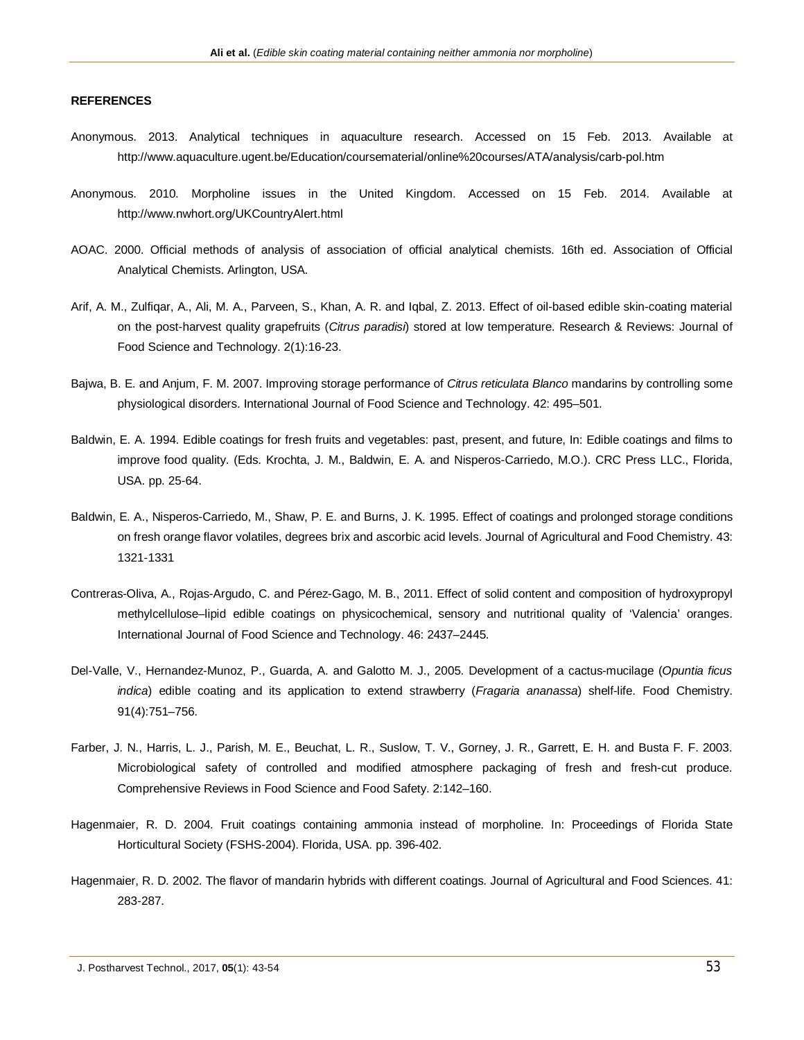**REFERENCES**

Anonymous. 2013. Analytical techniques in aquaculture research. Accessed on 15 Feb. 2013. Available at http://www.aquaculture.ugent.be/Education/coursematerial/online%20courses/ATA/analysis/carb-pol.htm

Anonymous. 2010. Morpholine issues in the United Kingdom. Accessed on 15 Feb. 2014. Available at http://www.nwhort.org/UKCountryAlert.html

AOAC. 2000. Official methods of analysis of association of official analytical chemists. 16th ed. Association of Official Analytical Chemists. Arlington, USA.

Arif, A. M., Zulfiqar, A., Ali, M. A., Parveen, S., Khan, A. R. and Iqbal, Z. 2013. Effect of oil-based edible skin-coating material on the post-harvest quality grapefruits (*Citrus paradisi*) stored at low temperature. Research & Reviews: Journal of Food Science and Technology. 2(1):16-23.

Bajwa, B. E. and Anjum, F. M. 2007. Improving storage performance of *Citrus reticulata Blanco* mandarins by controlling some physiological disorders. International Journal of Food Science and Technology. 42: 495–501.

Baldwin, E. A. 1994. Edible coatings for fresh fruits and vegetables: past, present, and future, In: Edible coatings and films to improve food quality. (Eds. Krochta, J. M., Baldwin, E. A. and Nisperos-Carriedo, M.O.). CRC Press LLC., Florida, USA. pp. 25-64.

Baldwin, E. A., Nisperos-Carriedo, M., Shaw, P. E. and Burns, J. K. 1995. Effect of coatings and prolonged storage conditions on fresh orange flavor volatiles, degrees brix and ascorbic acid levels. Journal of Agricultural and Food Chemistry. 43: 1321-1331

Contreras-Oliva, A., Rojas-Argudo, C. and Pérez-Gago, M. B., 2011. Effect of solid content and composition of hydroxypropyl methylcellulose–lipid edible coatings on physicochemical, sensory and nutritional quality of 'Valencia' oranges. International Journal of Food Science and Technology. 46: 2437–2445.

Del-Valle, V., Hernandez-Munoz, P., Guarda, A. and Galotto M. J., 2005. Development of a cactus-mucilage (*Opuntia ficus indica*) edible coating and its application to extend strawberry (*Fragaria ananassa*) shelf-life. Food Chemistry. 91(4):751–756.

Farber, J. N., Harris, L. J., Parish, M. E., Beuchat, L. R., Suslow, T. V., Gorney, J. R., Garrett, E. H. and Busta F. F. 2003. Microbiological safety of controlled and modified atmosphere packaging of fresh and fresh-cut produce. Comprehensive Reviews in Food Science and Food Safety. 2:142–160.

Hagenmaier, R. D. 2004. Fruit coatings containing ammonia instead of morpholine. In: Proceedings of Florida State Horticultural Society (FSHS-2004). Florida, USA. pp. 396-402.

Hagenmaier, R. D. 2002. The flavor of mandarin hybrids with different coatings. Journal of Agricultural and Food Sciences. 41: 283-287.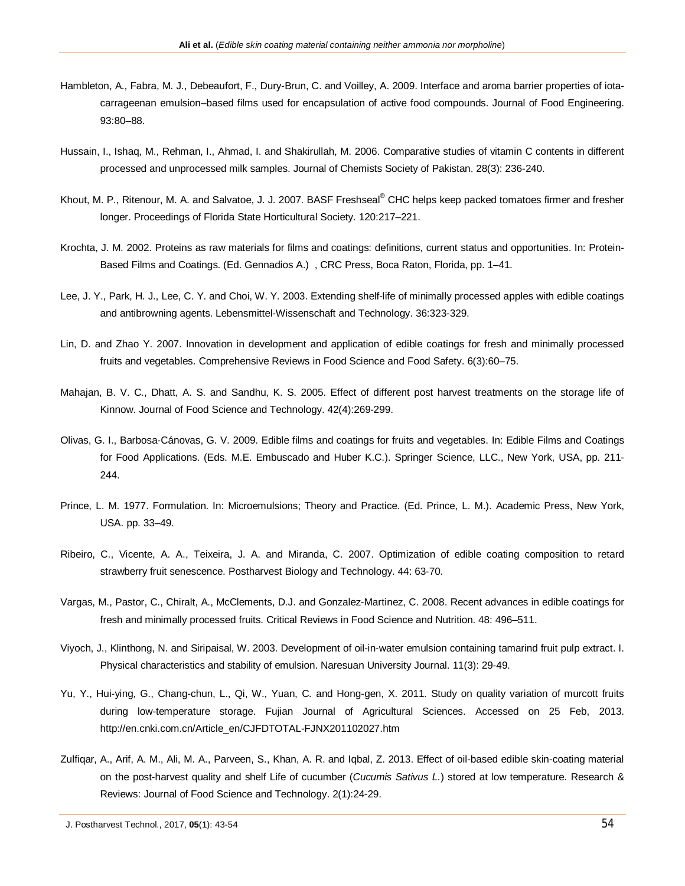Hambleton, A., Fabra, M. J., Debeaufort, F., Dury-Brun, C. and Voilley, A. 2009. Interface and aroma barrier properties of iota-carrageenan emulsion–based films used for encapsulation of active food compounds. Journal of Food Engineering. 93:80–88.

Hussain, I., Ishaq, M., Rehman, I., Ahmad, I. and Shakirullah, M. 2006. Comparative studies of vitamin C contents in different processed and unprocessed milk samples. Journal of Chemists Society of Pakistan. 28(3): 236-240.

Khout, M. P., Ritenour, M. A. and Salvatoe, J. J. 2007. BASF Freshseal® CHC helps keep packed tomatoes firmer and fresher longer. Proceedings of Florida State Horticultural Society. 120:217–221.

Krochta, J. M. 2002. Proteins as raw materials for films and coatings: definitions, current status and opportunities. In: Protein-Based Films and Coatings. (Ed. Gennadios A.) , CRC Press, Boca Raton, Florida, pp. 1–41.

Lee, J. Y., Park, H. J., Lee, C. Y. and Choi, W. Y. 2003. Extending shelf-life of minimally processed apples with edible coatings and antibrowning agents. Lebensmittel-Wissenschaft and Technology. 36:323-329.

Lin, D. and Zhao Y. 2007. Innovation in development and application of edible coatings for fresh and minimally processed fruits and vegetables. Comprehensive Reviews in Food Science and Food Safety. 6(3):60–75.

Mahajan, B. V. C., Dhatt, A. S. and Sandhu, K. S. 2005. Effect of different post harvest treatments on the storage life of Kinnow. Journal of Food Science and Technology. 42(4):269-299.

Olivas, G. I., Barbosa-Cánovas, G. V. 2009. Edible films and coatings for fruits and vegetables. In: Edible Films and Coatings for Food Applications. (Eds. M.E. Embuscado and Huber K.C.). Springer Science, LLC., New York, USA, pp. 211-244.

Prince, L. M. 1977. Formulation. In: Microemulsions; Theory and Practice. (Ed. Prince, L. M.). Academic Press, New York, USA. pp. 33–49.

Ribeiro, C., Vicente, A. A., Teixeira, J. A. and Miranda, C. 2007. Optimization of edible coating composition to retard strawberry fruit senescence. Postharvest Biology and Technology. 44: 63-70.

Vargas, M., Pastor, C., Chiralt, A., McClements, D.J. and Gonzalez-Martinez, C. 2008. Recent advances in edible coatings for fresh and minimally processed fruits. Critical Reviews in Food Science and Nutrition. 48: 496–511.

Viyoch, J., Klinthong, N. and Siripaisal, W. 2003. Development of oil-in-water emulsion containing tamarind fruit pulp extract. I. Physical characteristics and stability of emulsion. Naresuan University Journal. 11(3): 29-49.

Yu, Y., Hui-ying, G., Chang-chun, L., Qi, W., Yuan, C. and Hong-gen, X. 2011. Study on quality variation of murcott fruits during low-temperature storage. Fujian Journal of Agricultural Sciences. Accessed on 25 Feb, 2013. http://en.cnki.com.cn/Article_en/CJFDTOTAL-FJNX201102027.htm

Zulfiqar, A., Arif, A. M., Ali, M. A., Parveen, S., Khan, A. R. and Iqbal, Z. 2013. Effect of oil-based edible skin-coating material on the post-harvest quality and shelf Life of cucumber (*Cucumis Sativus L.*) stored at low temperature. Research & Reviews: Journal of Food Science and Technology. 2(1):24-29.